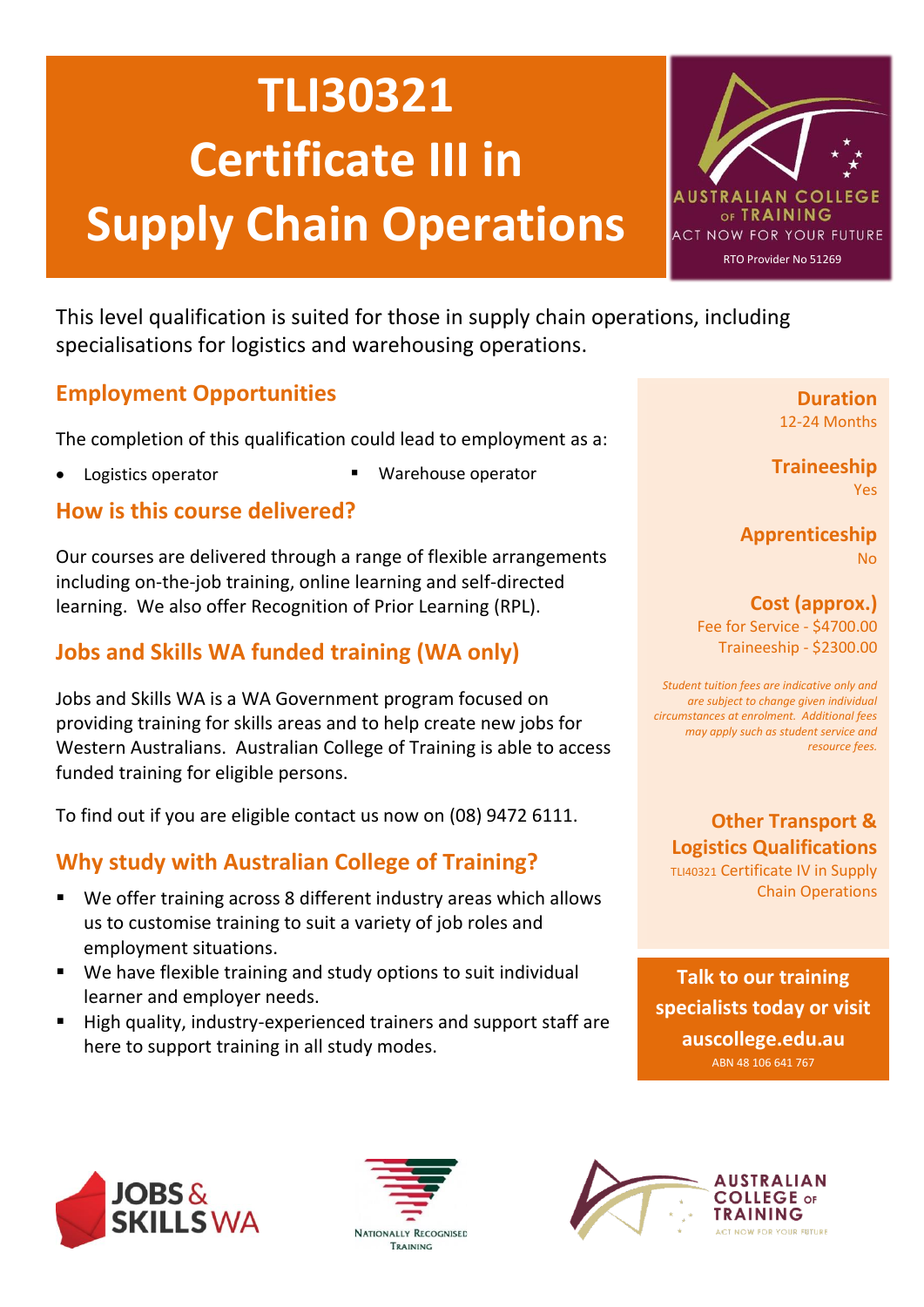# TLI30321 Certificate III in Supply Chain Operations

AUSTRALIAN COLLEGE OF TRAINING
ACT NOW FOR YOUR FUTURE
RTO Provider No 51269

This level qualification is suited for those in supply chain operations, including specialisations for logistics and warehousing operations.

## Employment Opportunities

The completion of this qualification could lead to employment as a:

- Logistics operator
- Warehouse operator

## How is this course delivered?

Our courses are delivered through a range of flexible arrangements including on-the-job training, online learning and self-directed learning. We also offer Recognition of Prior Learning (RPL).

## Jobs and Skills WA funded training (WA only)

Jobs and Skills WA is a WA Government program focused on providing training for skills areas and to help create new jobs for Western Australians. Australian College of Training is able to access funded training for eligible persons.

To find out if you are eligible contact us now on (08) 9472 6111.

## Why study with Australian College of Training?

- We offer training across 8 different industry areas which allows us to customise training to suit a variety of job roles and employment situations.
- We have flexible training and study options to suit individual learner and employer needs.
- High quality, industry-experienced trainers and support staff are here to support training in all study modes.

**Duration**
12-24 Months

**Traineeship**
Yes

**Apprenticeship**
No

**Cost (approx.)**
Fee for Service - $4700.00
Traineeship - $2300.00

*Student tuition fees are indicative only and are subject to change given individual circumstances at enrolment. Additional fees may apply such as student service and resource fees.*

**Other Transport & Logistics Qualifications**
TLI40321 Certificate IV in Supply Chain Operations

**Talk to our training specialists today or visit auscollege.edu.au**
ABN 48 106 641 767

JOBS & SKILLS WA

Nationally Recognised Training

AUSTRALIAN COLLEGE OF TRAINING
ACT NOW FOR YOUR FUTURE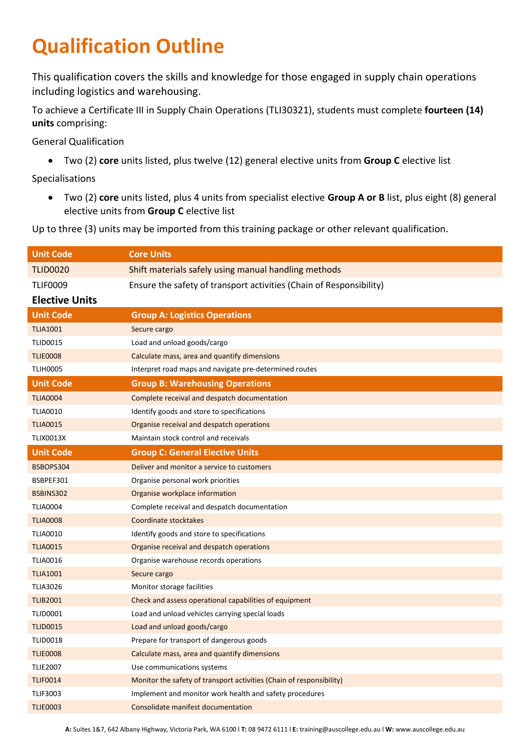# Qualification Outline

This qualification covers the skills and knowledge for those engaged in supply chain operations including logistics and warehousing.

To achieve a Certificate III in Supply Chain Operations (TLI30321), students must complete **fourteen (14) units** comprising:

General Qualification

- Two (2) **core** units listed, plus twelve (12) general elective units from **Group C** elective list

Specialisations

- Two (2) **core** units listed, plus 4 units from specialist elective **Group A or B** list, plus eight (8) general elective units from **Group C** elective list

Up to three (3) units may be imported from this training package or other relevant qualification.

| Unit Code | Core Units |
|---|---|
| TLID0020 | Shift materials safely using manual handling methods |
| TLIF0009 | Ensure the safety of transport activities (Chain of Responsibility) |

**Elective Units**

| Unit Code | Group A: Logistics Operations |
|---|---|
| TLIA1001 | Secure cargo |
| TLID0015 | Load and unload goods/cargo |
| TLIE0008 | Calculate mass, area and quantify dimensions |
| TLIH0005 | Interpret road maps and navigate pre-determined routes |

| Unit Code | Group B: Warehousing Operations |
|---|---|
| TLIA0004 | Complete receival and despatch documentation |
| TLIA0010 | Identify goods and store to specifications |
| TLIA0015 | Organise receival and despatch operations |
| TLIX0013X | Maintain stock control and receivals |

| Unit Code | Group C: General Elective Units |
|---|---|
| BSBOPS304 | Deliver and monitor a service to customers |
| BSBPEF301 | Organise personal work priorities |
| BSBINS302 | Organise workplace information |
| TLIA0004 | Complete receival and despatch documentation |
| TLIA0008 | Coordinate stocktakes |
| TLIA0010 | Identify goods and store to specifications |
| TLIA0015 | Organise receival and despatch operations |
| TLIA0016 | Organise warehouse records operations |
| TLIA1001 | Secure cargo |
| TLIA3026 | Monitor storage facilities |
| TLIB2001 | Check and assess operational capabilities of equipment |
| TLID0001 | Load and unload vehicles carrying special loads |
| TLID0015 | Load and unload goods/cargo |
| TLID0018 | Prepare for transport of dangerous goods |
| TLIE0008 | Calculate mass, area and quantify dimensions |
| TLIE2007 | Use communications systems |
| TLIF0014 | Monitor the safety of transport activities (Chain of responsibility) |
| TLIF3003 | Implement and monitor work health and safety procedures |
| TLIE0003 | Consolidate manifest documentation |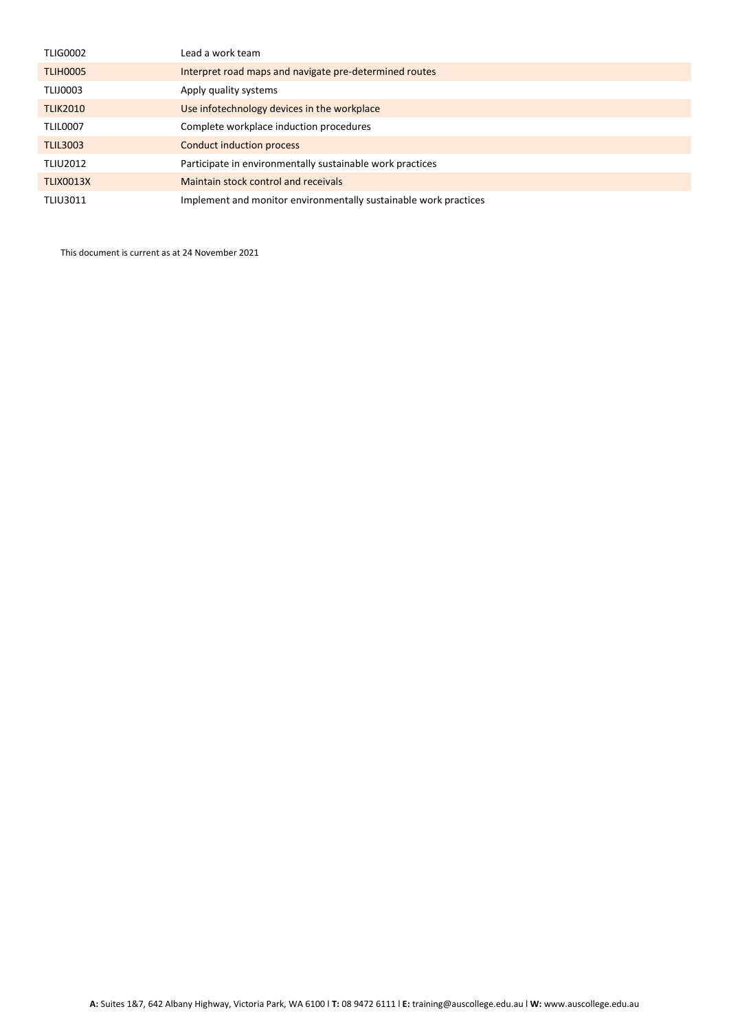| | |
|---|---|
| TLIG0002 | Lead a work team |
| TLIH0005 | Interpret road maps and navigate pre-determined routes |
| TLIJ0003 | Apply quality systems |
| TLIK2010 | Use infotechnology devices in the workplace |
| TLIL0007 | Complete workplace induction procedures |
| TLIL3003 | Conduct induction process |
| TLIU2012 | Participate in environmentally sustainable work practices |
| TLIX0013X | Maintain stock control and receivals |
| TLIU3011 | Implement and monitor environmentally sustainable work practices |

This document is current as at 24 November 2021